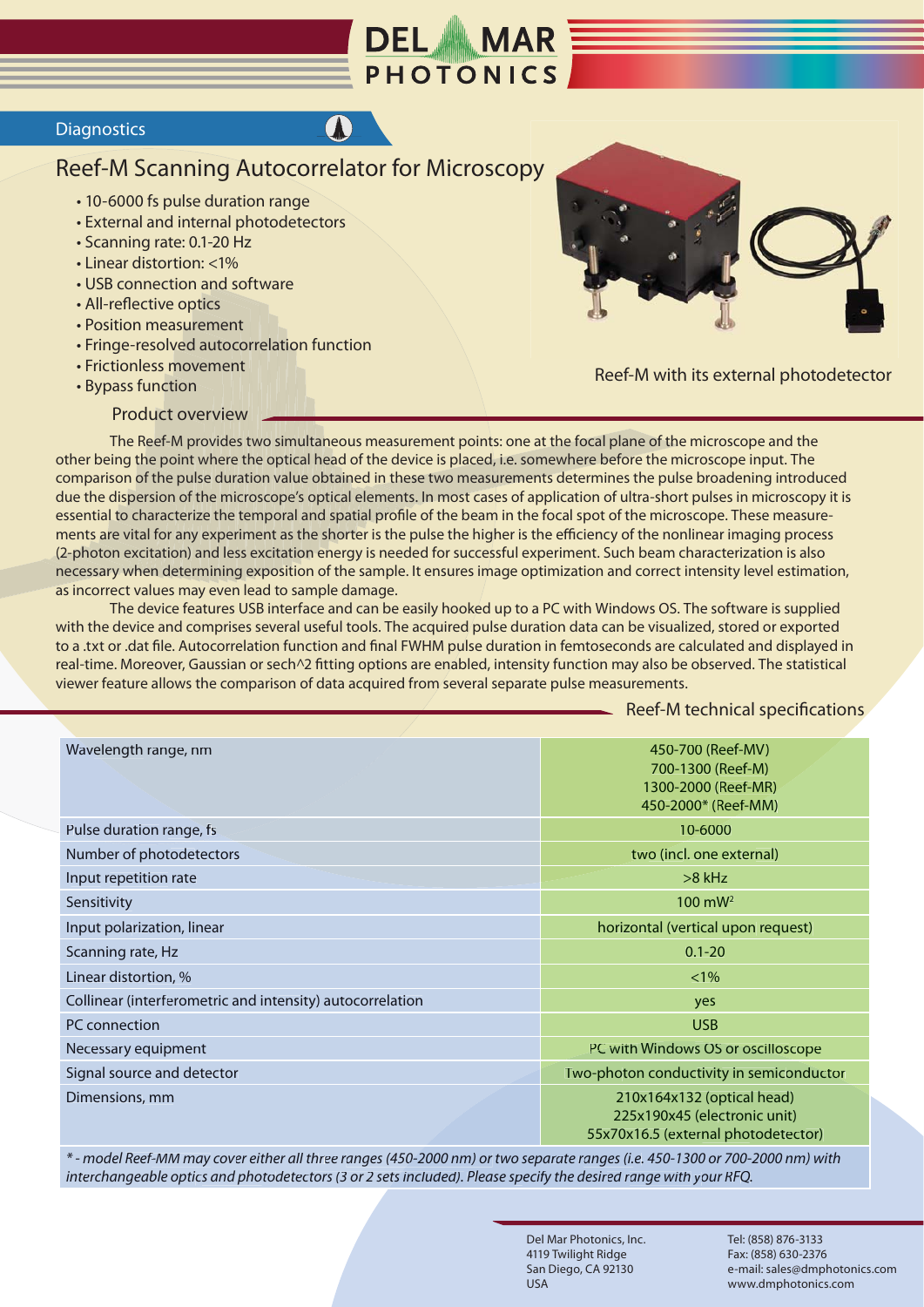Diagnostics

# Reef-M Scanning Autocorrelator for Microscopy

- 10-6000 fs pulse duration range
- External and internal photodetectors
- Scanning rate: 0.1-20 Hz
- Linear distortion: <1%
- USB connection and software
- All-reflective optics
- Position measurement
- Fringe-resolved autocorrelation function
- Frictionless movement
- Bypass function

Reef-M with its external photodetector

## Product overview

The Reef-M provides two simultaneous measurement points: one at the focal plane of the microscope and the other being the point where the optical head of the device is placed, i.e. somewhere before the microscope input. The comparison of the pulse duration value obtained in these two measurements determines the pulse broadening introduced due the dispersion of the microscope's optical elements. In most cases of application of ultra-short pulses in microscopy it is essential to characterize the temporal and spatial profile of the beam in the focal spot of the microscope. These measurements are vital for any experiment as the shorter is the pulse the higher is the efficiency of the nonlinear imaging process (2-photon excitation) and less excitation energy is needed for successful experiment. Such beam characterization is also necessary when determining exposition of the sample. It ensures image optimization and correct intensity level estimation, as incorrect values may even lead to sample damage.

The device features USB interface and can be easily hooked up to a PC with Windows OS. The software is supplied with the device and comprises several useful tools. The acquired pulse duration data can be visualized, stored or exported to a .txt or .dat file. Autocorrelation function and final FWHM pulse duration in femtoseconds are calculated and displayed in real-time. Moreover, Gaussian or sech^2 fitting options are enabled, intensity function may also be observed. The statistical viewer feature allows the comparison of data acquired from several separate pulse measurements.

## Reef-M technical specifications

| Parameter | Value |
|---|---|
| Wavelength range, nm | 450-700 (Reef-MV)<br>700-1300 (Reef-M)<br>1300-2000 (Reef-MR)<br>450-2000* (Reef-MM) |
| Pulse duration range, fs | 10-6000 |
| Number of photodetectors | two (incl. one external) |
| Input repetition rate | >8 kHz |
| Sensitivity | 100 $mW^2$ |
| Input polarization, linear | horizontal (vertical upon request) |
| Scanning rate, Hz | 0.1-20 |
| Linear distortion, % | <1% |
| Collinear (interferometric and intensity) autocorrelation | yes |
| PC connection | USB |
| Necessary equipment | PC with Windows OS or oscilloscope |
| Signal source and detector | Two-photon conductivity in semiconductor |
| Dimensions, mm | 210x164x132 (optical head)<br>225x190x45 (electronic unit)<br>55x70x16.5 (external photodetector) |

*\* - model Reef-MM may cover either all three ranges (450-2000 nm) or two separate ranges (i.e. 450-1300 or 700-2000 nm) with interchangeable optics and photodetectors (3 or 2 sets included). Please specify the desired range with your RFQ.*

Del Mar Photonics, Inc.
4119 Twilight Ridge
San Diego, CA 92130
USA

Tel: (858) 876-3133
Fax: (858) 630-2376
e-mail: sales@dmphotonics.com
www.dmphotonics.com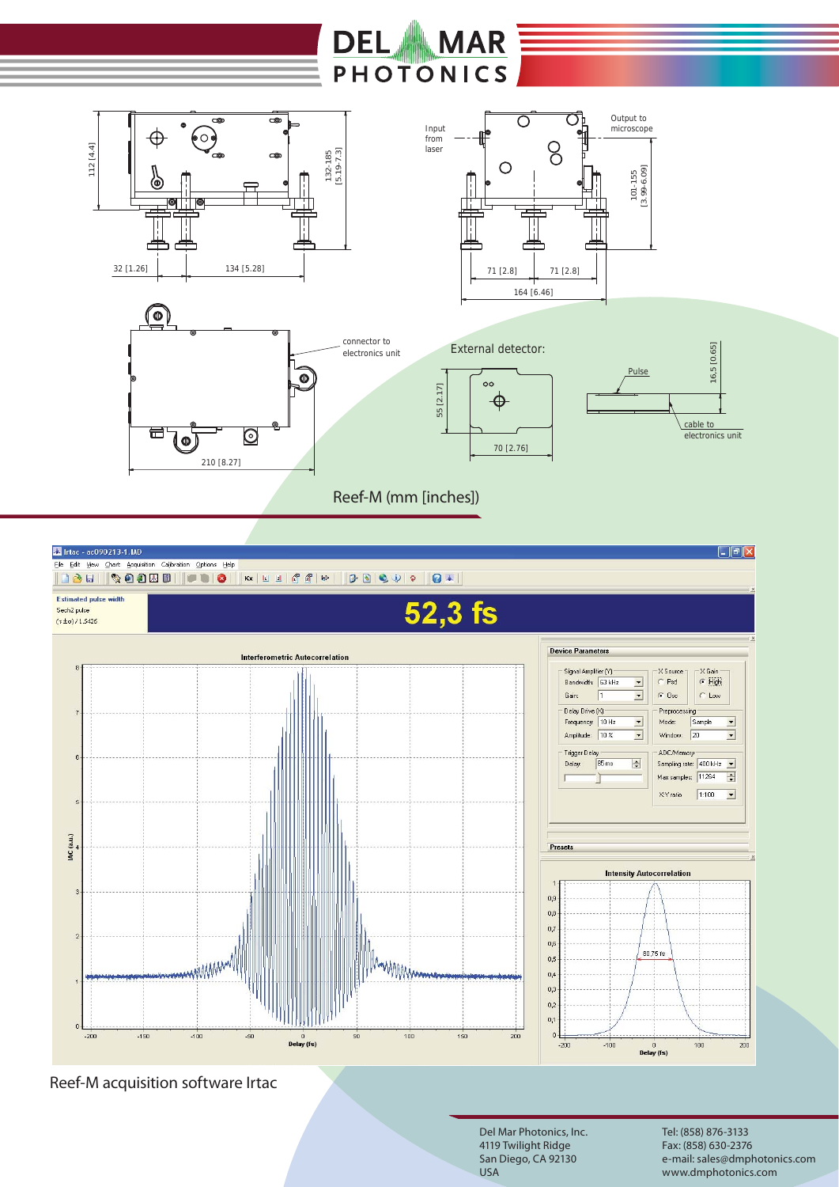DEL MAR PHOTONICS

112 [4.4]

132-185
[5.19-7.3]

32 [1.26]

134 [5.28]

Input
from
laser

Output to
microscope

101-155
[3.99-6.09]

71 [2.8]

71 [2.8]

164 [6.46]

connector to
electronics unit

210 [8.27]

External detector:

55 [2.17]

70 [2.76]

Pulse

16,5 [0.65]

cable to
electronics unit

Reef-M (mm [inches])

Irtac - ac090213-1.IAD

File Edit View Chart Acquisition Calibration Options Help

Estimated pulse width
Sech2 pulse
(τ±o) / 1,5426

52,3 fs

Interferometric Autocorrelation

IAC (a.u.)

Delay (fs)

Device Parameters

Signal Amplifier (Y)
Bandwidth: 63 kHz
Gain: 1

X Source
Ext
Osc

X Gain
High
Low

Delay Drive (X)
Frequency: 10 Hz
Amplitude: 10 %

Preprocessing
Mode: Sample
Window: 20

Trigger Delay
Delay: 85 ms

ADC/Memory
Sampling rate: 400 kHz
Max samples: 11264
X-Y ratio: 1:100

Presets

Intensity Autocorrelation

80,75 fs

Delay (fs)

Reef-M acquisition software Irtac

Del Mar Photonics, Inc.
4119 Twilight Ridge
San Diego, CA 92130
USA

Tel: (858) 876-3133
Fax: (858) 630-2376
e-mail: sales@dmphotonics.com
www.dmphotonics.com